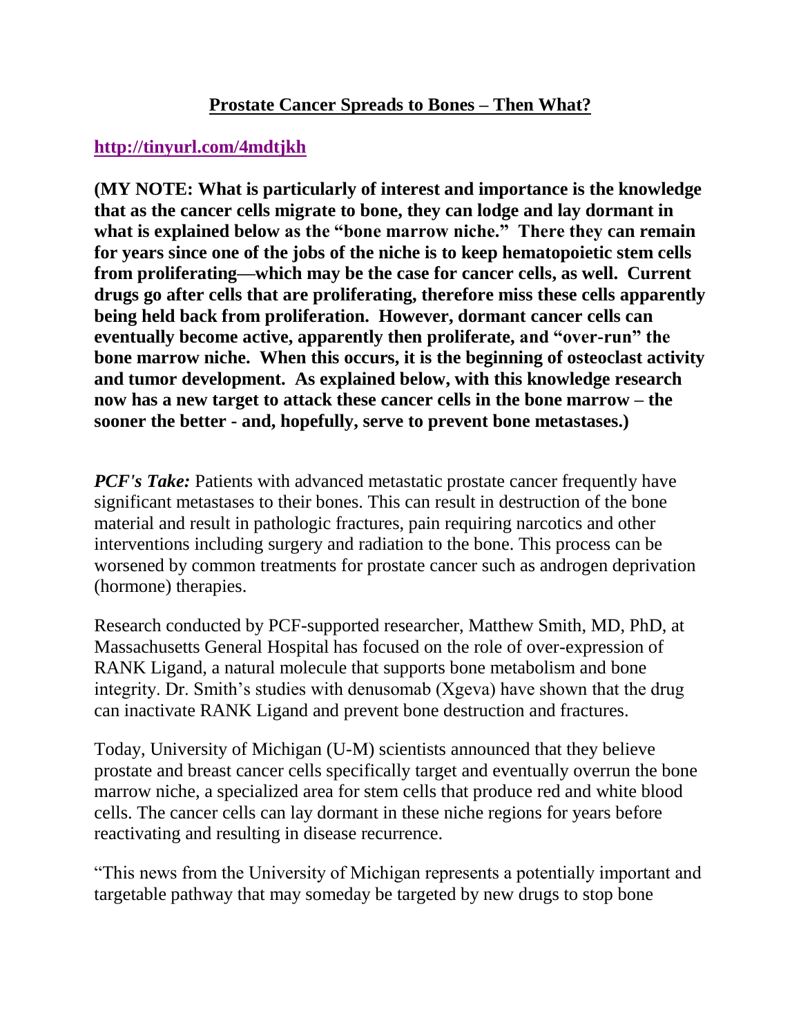# Prostate Cancer Spreads to Bones – Then What?

http://tinyurl.com/4mdtjkh

**(MY NOTE: What is particularly of interest and importance is the knowledge that as the cancer cells migrate to bone, they can lodge and lay dormant in what is explained below as the "bone marrow niche." There they can remain for years since one of the jobs of the niche is to keep hematopoietic stem cells from proliferating—which may be the case for cancer cells, as well. Current drugs go after cells that are proliferating, therefore miss these cells apparently being held back from proliferation. However, dormant cancer cells can eventually become active, apparently then proliferate, and "over-run" the bone marrow niche. When this occurs, it is the beginning of osteoclast activity and tumor development. As explained below, with this knowledge research now has a new target to attack these cancer cells in the bone marrow – the sooner the better - and, hopefully, serve to prevent bone metastases.)**

***PCF's Take:*** Patients with advanced metastatic prostate cancer frequently have significant metastases to their bones. This can result in destruction of the bone material and result in pathologic fractures, pain requiring narcotics and other interventions including surgery and radiation to the bone. This process can be worsened by common treatments for prostate cancer such as androgen deprivation (hormone) therapies.

Research conducted by PCF-supported researcher, Matthew Smith, MD, PhD, at Massachusetts General Hospital has focused on the role of over-expression of RANK Ligand, a natural molecule that supports bone metabolism and bone integrity. Dr. Smith's studies with denusomab (Xgeva) have shown that the drug can inactivate RANK Ligand and prevent bone destruction and fractures.

Today, University of Michigan (U-M) scientists announced that they believe prostate and breast cancer cells specifically target and eventually overrun the bone marrow niche, a specialized area for stem cells that produce red and white blood cells. The cancer cells can lay dormant in these niche regions for years before reactivating and resulting in disease recurrence.

"This news from the University of Michigan represents a potentially important and targetable pathway that may someday be targeted by new drugs to stop bone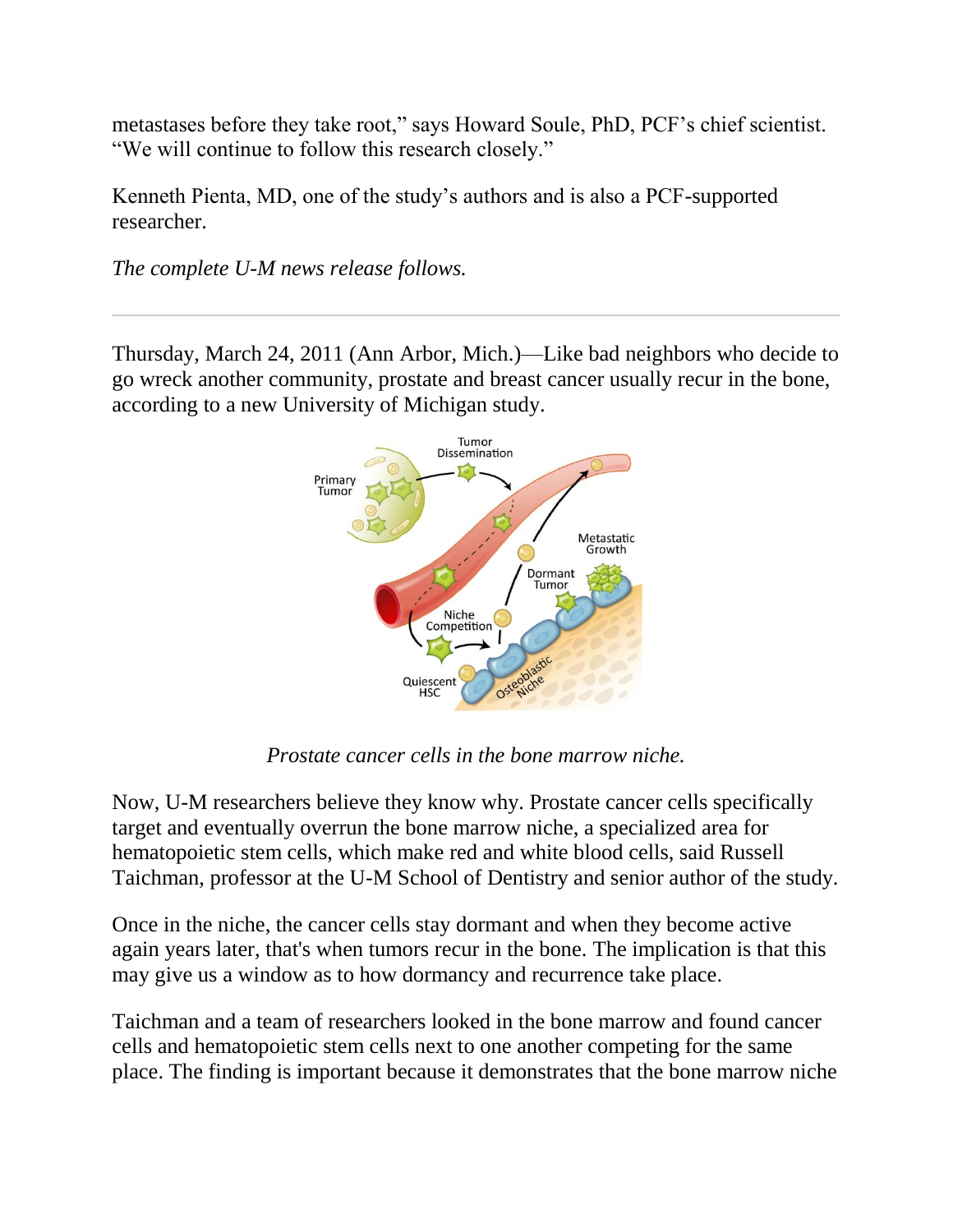metastases before they take root," says Howard Soule, PhD, PCF's chief scientist. "We will continue to follow this research closely."

Kenneth Pienta, MD, one of the study's authors and is also a PCF-supported researcher.

*The complete U-M news release follows.*

---

Thursday, March 24, 2011 (Ann Arbor, Mich.)—Like bad neighbors who decide to go wreck another community, prostate and breast cancer usually recur in the bone, according to a new University of Michigan study.

*Prostate cancer cells in the bone marrow niche.*

Now, U-M researchers believe they know why. Prostate cancer cells specifically target and eventually overrun the bone marrow niche, a specialized area for hematopoietic stem cells, which make red and white blood cells, said Russell Taichman, professor at the U-M School of Dentistry and senior author of the study.

Once in the niche, the cancer cells stay dormant and when they become active again years later, that's when tumors recur in the bone. The implication is that this may give us a window as to how dormancy and recurrence take place.

Taichman and a team of researchers looked in the bone marrow and found cancer cells and hematopoietic stem cells next to one another competing for the same place. The finding is important because it demonstrates that the bone marrow niche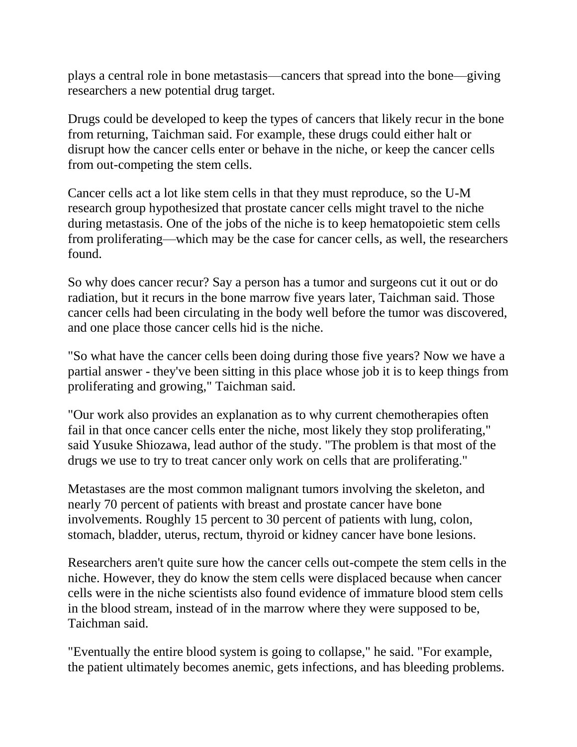plays a central role in bone metastasis—cancers that spread into the bone—giving researchers a new potential drug target.

Drugs could be developed to keep the types of cancers that likely recur in the bone from returning, Taichman said. For example, these drugs could either halt or disrupt how the cancer cells enter or behave in the niche, or keep the cancer cells from out-competing the stem cells.

Cancer cells act a lot like stem cells in that they must reproduce, so the U-M research group hypothesized that prostate cancer cells might travel to the niche during metastasis. One of the jobs of the niche is to keep hematopoietic stem cells from proliferating—which may be the case for cancer cells, as well, the researchers found.

So why does cancer recur? Say a person has a tumor and surgeons cut it out or do radiation, but it recurs in the bone marrow five years later, Taichman said. Those cancer cells had been circulating in the body well before the tumor was discovered, and one place those cancer cells hid is the niche.

"So what have the cancer cells been doing during those five years? Now we have a partial answer - they've been sitting in this place whose job it is to keep things from proliferating and growing," Taichman said.

"Our work also provides an explanation as to why current chemotherapies often fail in that once cancer cells enter the niche, most likely they stop proliferating," said Yusuke Shiozawa, lead author of the study. "The problem is that most of the drugs we use to try to treat cancer only work on cells that are proliferating."

Metastases are the most common malignant tumors involving the skeleton, and nearly 70 percent of patients with breast and prostate cancer have bone involvements. Roughly 15 percent to 30 percent of patients with lung, colon, stomach, bladder, uterus, rectum, thyroid or kidney cancer have bone lesions.

Researchers aren't quite sure how the cancer cells out-compete the stem cells in the niche. However, they do know the stem cells were displaced because when cancer cells were in the niche scientists also found evidence of immature blood stem cells in the blood stream, instead of in the marrow where they were supposed to be, Taichman said.

"Eventually the entire blood system is going to collapse," he said. "For example, the patient ultimately becomes anemic, gets infections, and has bleeding problems.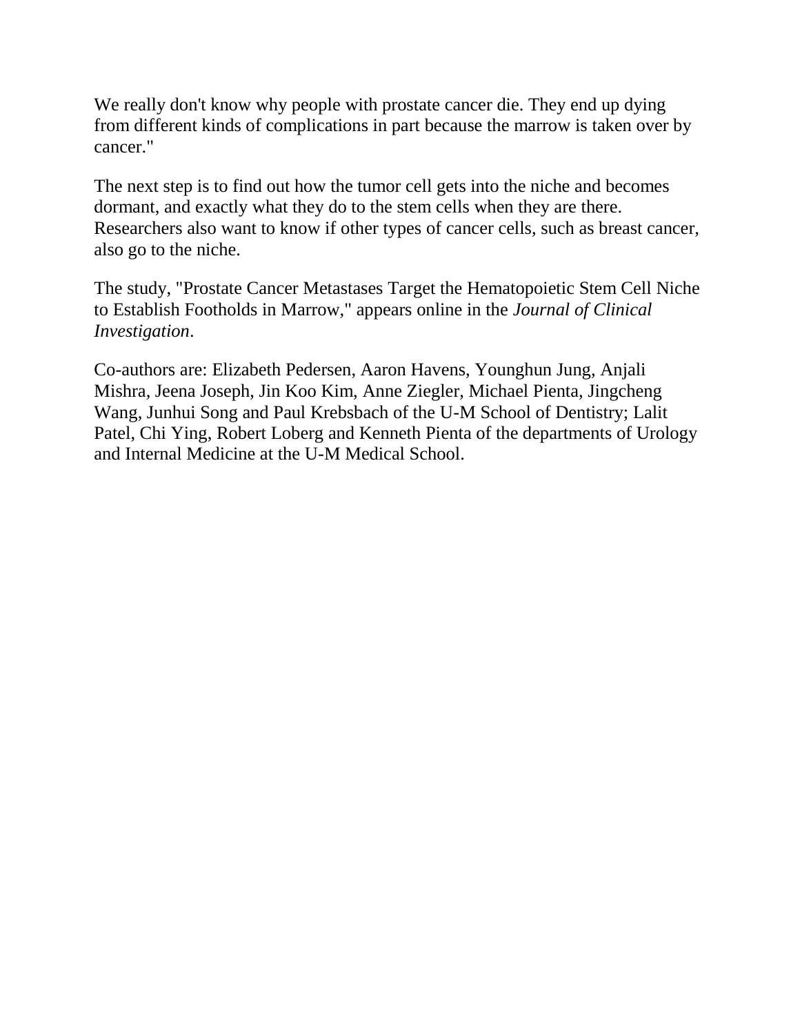We really don't know why people with prostate cancer die. They end up dying from different kinds of complications in part because the marrow is taken over by cancer."

The next step is to find out how the tumor cell gets into the niche and becomes dormant, and exactly what they do to the stem cells when they are there. Researchers also want to know if other types of cancer cells, such as breast cancer, also go to the niche.

The study, "Prostate Cancer Metastases Target the Hematopoietic Stem Cell Niche to Establish Footholds in Marrow," appears online in the *Journal of Clinical Investigation*.

Co-authors are: Elizabeth Pedersen, Aaron Havens, Younghun Jung, Anjali Mishra, Jeena Joseph, Jin Koo Kim, Anne Ziegler, Michael Pienta, Jingcheng Wang, Junhui Song and Paul Krebsbach of the U-M School of Dentistry; Lalit Patel, Chi Ying, Robert Loberg and Kenneth Pienta of the departments of Urology and Internal Medicine at the U-M Medical School.